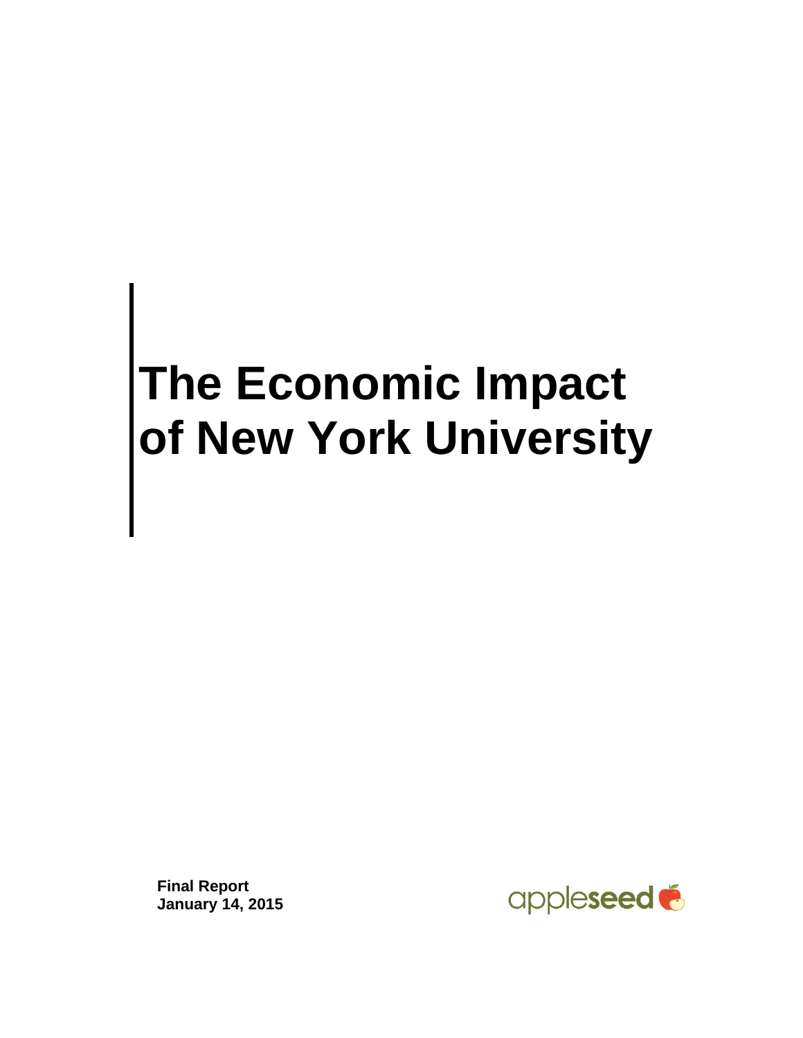# The Economic Impact of New York University

**Final Report**
**January 14, 2015**

appleseed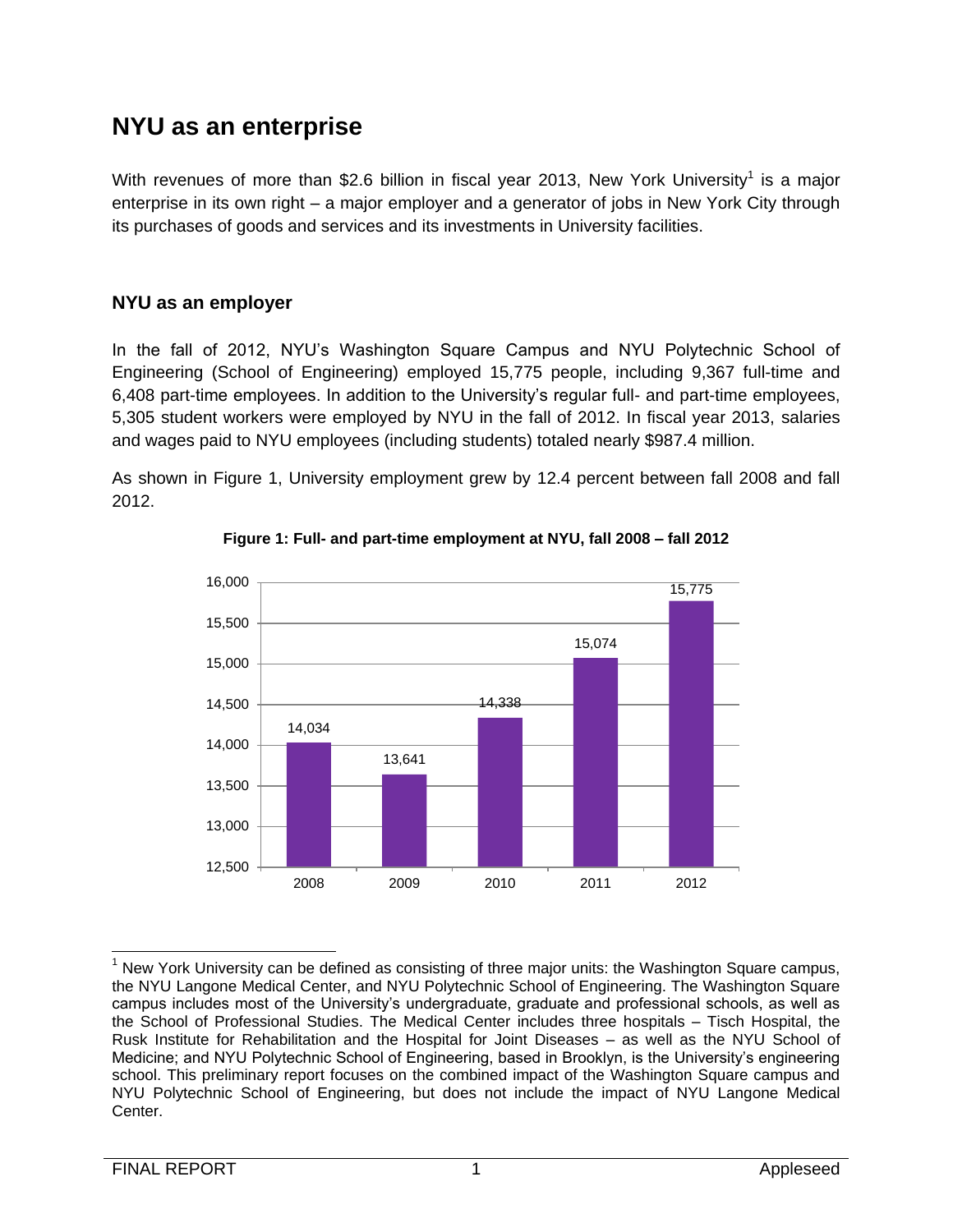# NYU as an enterprise

With revenues of more than $2.6 billion in fiscal year 2013, New York University[1] is a major enterprise in its own right – a major employer and a generator of jobs in New York City through its purchases of goods and services and its investments in University facilities.

## NYU as an employer

In the fall of 2012, NYU's Washington Square Campus and NYU Polytechnic School of Engineering (School of Engineering) employed 15,775 people, including 9,367 full-time and 6,408 part-time employees. In addition to the University's regular full- and part-time employees, 5,305 student workers were employed by NYU in the fall of 2012. In fiscal year 2013, salaries and wages paid to NYU employees (including students) totaled nearly $987.4 million.

As shown in Figure 1, University employment grew by 12.4 percent between fall 2008 and fall 2012.

**Figure 1: Full- and part-time employment at NYU, fall 2008 – fall 2012**

| Year | Employment |
|---|---|
| 2008 | 14,034 |
| 2009 | 13,641 |
| 2010 | 14,338 |
| 2011 | 15,074 |
| 2012 | 15,775 |

[1] New York University can be defined as consisting of three major units: the Washington Square campus, the NYU Langone Medical Center, and NYU Polytechnic School of Engineering. The Washington Square campus includes most of the University's undergraduate, graduate and professional schools, as well as the School of Professional Studies. The Medical Center includes three hospitals – Tisch Hospital, the Rusk Institute for Rehabilitation and the Hospital for Joint Diseases – as well as the NYU School of Medicine; and NYU Polytechnic School of Engineering, based in Brooklyn, is the University's engineering school. This preliminary report focuses on the combined impact of the Washington Square campus and NYU Polytechnic School of Engineering, but does not include the impact of NYU Langone Medical Center.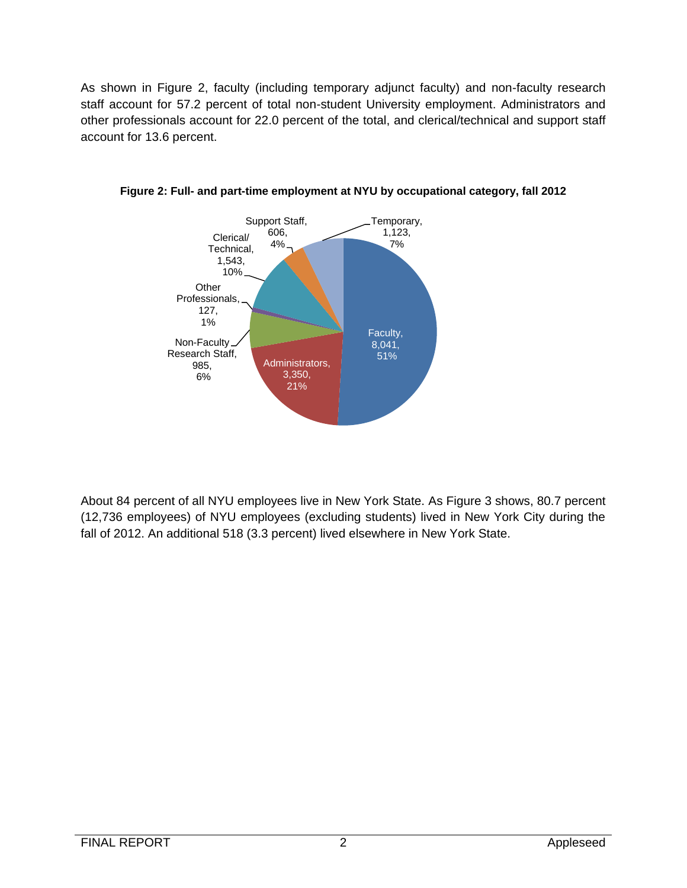As shown in Figure 2, faculty (including temporary adjunct faculty) and non-faculty research staff account for 57.2 percent of total non-student University employment. Administrators and other professionals account for 22.0 percent of the total, and clerical/technical and support staff account for 13.6 percent.

**Figure 2: Full- and part-time employment at NYU by occupational category, fall 2012**

| Category | Employees | Percent |
|---|---|---|
| Faculty | 8,041 | 51% |
| Administrators | 3,350 | 21% |
| Non-Faculty Research Staff | 985 | 6% |
| Other Professionals | 127 | 1% |
| Clerical/Technical | 1,543 | 10% |
| Support Staff | 606 | 4% |
| Temporary | 1,123 | 7% |

About 84 percent of all NYU employees live in New York State. As Figure 3 shows, 80.7 percent (12,736 employees) of NYU employees (excluding students) lived in New York City during the fall of 2012. An additional 518 (3.3 percent) lived elsewhere in New York State.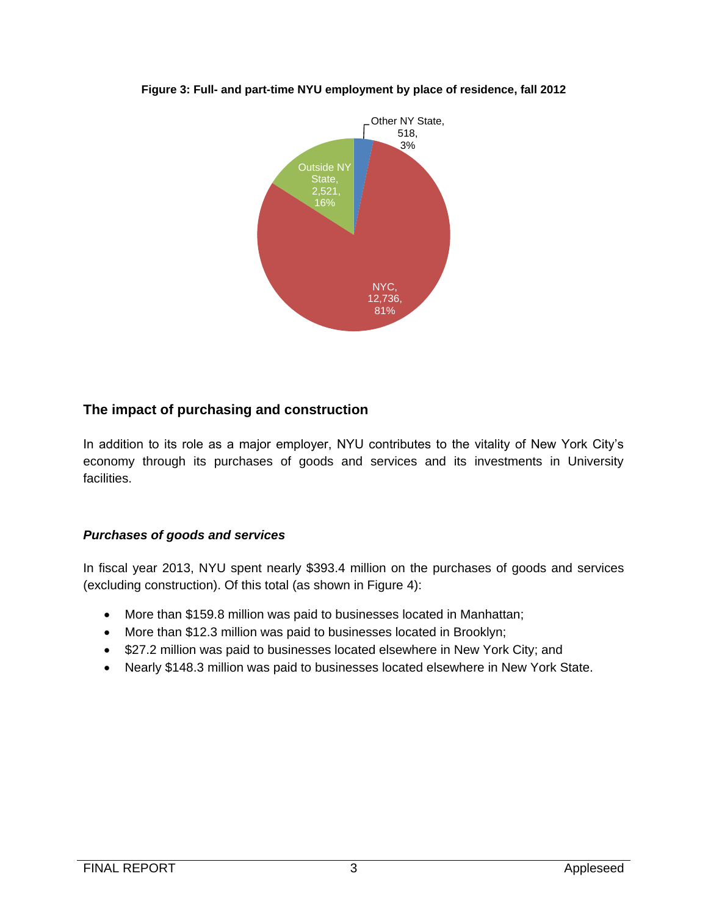**Figure 3: Full- and part-time NYU employment by place of residence, fall 2012**

Other NY State, 518, 3%

Outside NY State, 2,521, 16%

NYC, 12,736, 81%

## The impact of purchasing and construction

In addition to its role as a major employer, NYU contributes to the vitality of New York City's economy through its purchases of goods and services and its investments in University facilities.

### *Purchases of goods and services*

In fiscal year 2013, NYU spent nearly $393.4 million on the purchases of goods and services (excluding construction). Of this total (as shown in Figure 4):

- More than $159.8 million was paid to businesses located in Manhattan;
- More than $12.3 million was paid to businesses located in Brooklyn;
- $27.2 million was paid to businesses located elsewhere in New York City; and
- Nearly $148.3 million was paid to businesses located elsewhere in New York State.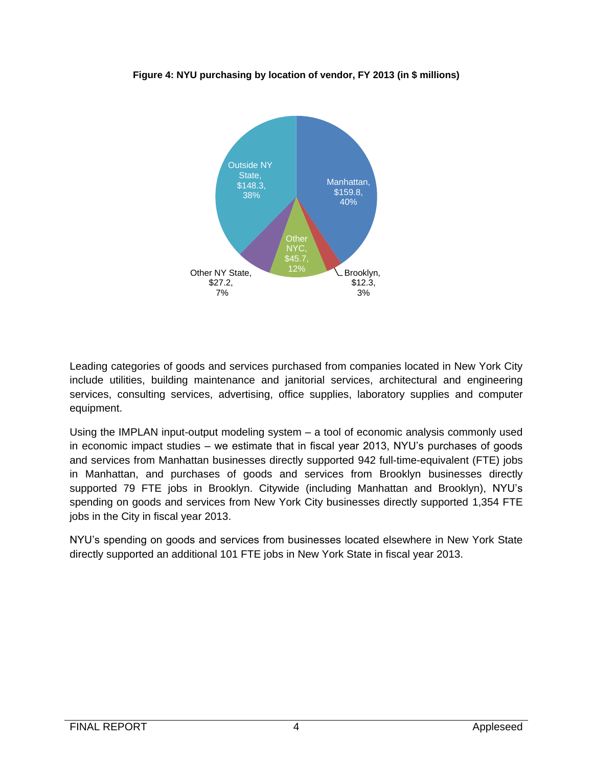**Figure 4: NYU purchasing by location of vendor, FY 2013 (in $ millions)**

| Location | $ millions | Share |
|---|---|---|
| Manhattan | $159.8 | 40% |
| Brooklyn | $12.3 | 3% |
| Other NYC | $45.7 | 12% |
| Other NY State | $27.2 | 7% |
| Outside NY State | $148.3 | 38% |

Leading categories of goods and services purchased from companies located in New York City include utilities, building maintenance and janitorial services, architectural and engineering services, consulting services, advertising, office supplies, laboratory supplies and computer equipment.

Using the IMPLAN input-output modeling system – a tool of economic analysis commonly used in economic impact studies – we estimate that in fiscal year 2013, NYU's purchases of goods and services from Manhattan businesses directly supported 942 full-time-equivalent (FTE) jobs in Manhattan, and purchases of goods and services from Brooklyn businesses directly supported 79 FTE jobs in Brooklyn. Citywide (including Manhattan and Brooklyn), NYU's spending on goods and services from New York City businesses directly supported 1,354 FTE jobs in the City in fiscal year 2013.

NYU's spending on goods and services from businesses located elsewhere in New York State directly supported an additional 101 FTE jobs in New York State in fiscal year 2013.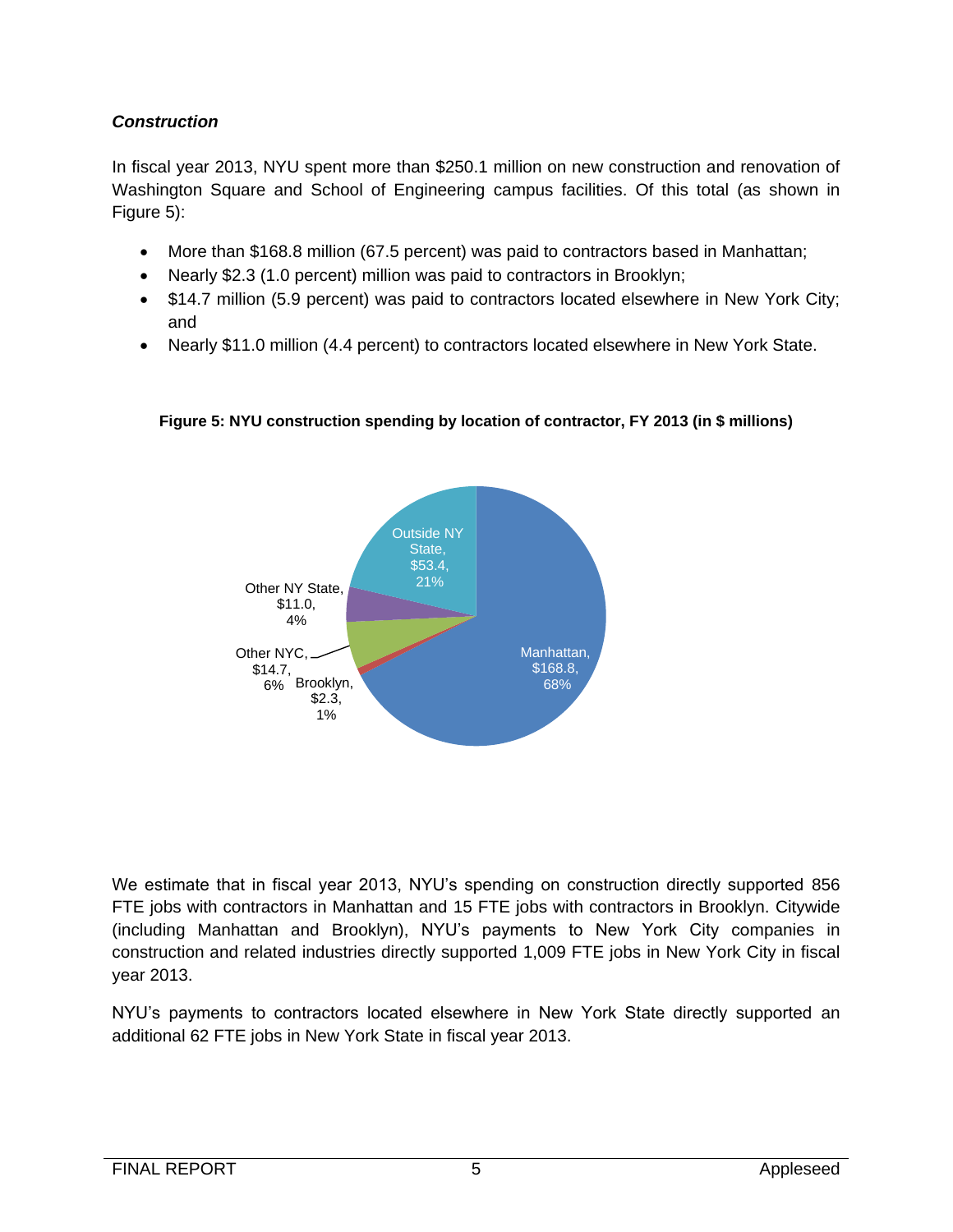***Construction***

In fiscal year 2013, NYU spent more than $250.1 million on new construction and renovation of Washington Square and School of Engineering campus facilities. Of this total (as shown in Figure 5):

- More than $168.8 million (67.5 percent) was paid to contractors based in Manhattan;
- Nearly $2.3 (1.0 percent) million was paid to contractors in Brooklyn;
- $14.7 million (5.9 percent) was paid to contractors located elsewhere in New York City; and
- Nearly $11.0 million (4.4 percent) to contractors located elsewhere in New York State.

**Figure 5: NYU construction spending by location of contractor, FY 2013 (in $ millions)**

| Location | $ millions | Share |
|---|---|---|
| Manhattan | $168.8 | 68% |
| Brooklyn | $2.3 | 1% |
| Other NYC | $14.7 | 6% |
| Other NY State | $11.0 | 4% |
| Outside NY State | $53.4 | 21% |

We estimate that in fiscal year 2013, NYU's spending on construction directly supported 856 FTE jobs with contractors in Manhattan and 15 FTE jobs with contractors in Brooklyn. Citywide (including Manhattan and Brooklyn), NYU's payments to New York City companies in construction and related industries directly supported 1,009 FTE jobs in New York City in fiscal year 2013.

NYU's payments to contractors located elsewhere in New York State directly supported an additional 62 FTE jobs in New York State in fiscal year 2013.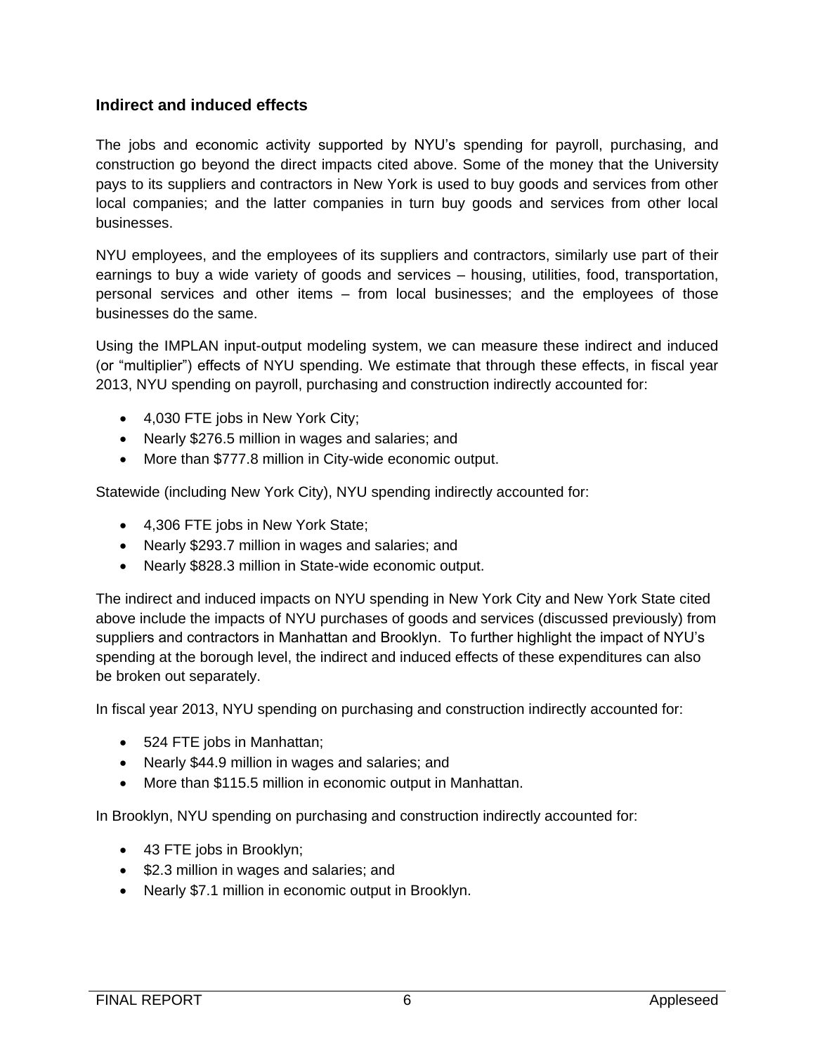## Indirect and induced effects

The jobs and economic activity supported by NYU's spending for payroll, purchasing, and construction go beyond the direct impacts cited above. Some of the money that the University pays to its suppliers and contractors in New York is used to buy goods and services from other local companies; and the latter companies in turn buy goods and services from other local businesses.

NYU employees, and the employees of its suppliers and contractors, similarly use part of their earnings to buy a wide variety of goods and services – housing, utilities, food, transportation, personal services and other items – from local businesses; and the employees of those businesses do the same.

Using the IMPLAN input-output modeling system, we can measure these indirect and induced (or "multiplier") effects of NYU spending. We estimate that through these effects, in fiscal year 2013, NYU spending on payroll, purchasing and construction indirectly accounted for:

- 4,030 FTE jobs in New York City;
- Nearly $276.5 million in wages and salaries; and
- More than $777.8 million in City-wide economic output.

Statewide (including New York City), NYU spending indirectly accounted for:

- 4,306 FTE jobs in New York State;
- Nearly $293.7 million in wages and salaries; and
- Nearly $828.3 million in State-wide economic output.

The indirect and induced impacts on NYU spending in New York City and New York State cited above include the impacts of NYU purchases of goods and services (discussed previously) from suppliers and contractors in Manhattan and Brooklyn. To further highlight the impact of NYU's spending at the borough level, the indirect and induced effects of these expenditures can also be broken out separately.

In fiscal year 2013, NYU spending on purchasing and construction indirectly accounted for:

- 524 FTE jobs in Manhattan;
- Nearly $44.9 million in wages and salaries; and
- More than $115.5 million in economic output in Manhattan.

In Brooklyn, NYU spending on purchasing and construction indirectly accounted for:

- 43 FTE jobs in Brooklyn;
- $2.3 million in wages and salaries; and
- Nearly $7.1 million in economic output in Brooklyn.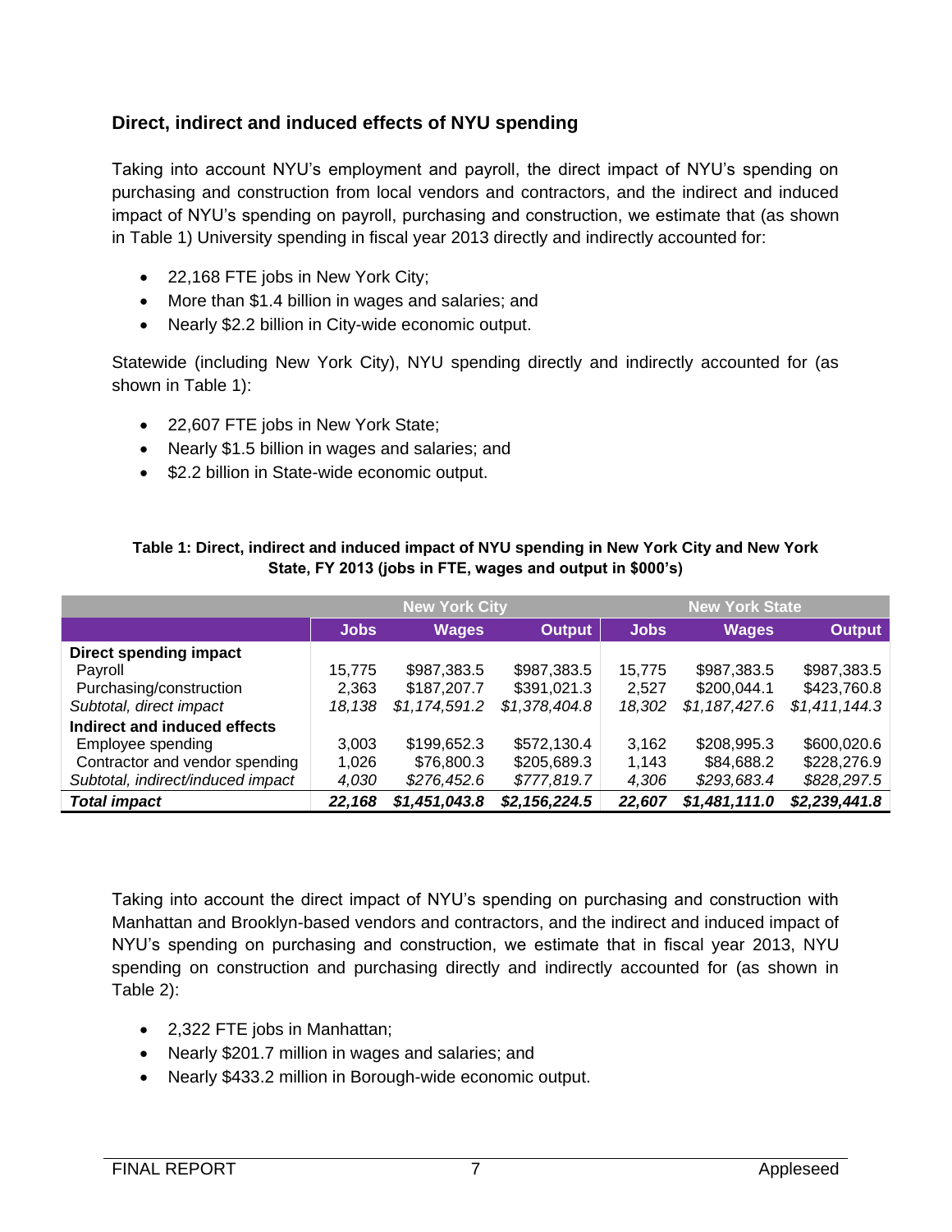## Direct, indirect and induced effects of NYU spending

Taking into account NYU's employment and payroll, the direct impact of NYU's spending on purchasing and construction from local vendors and contractors, and the indirect and induced impact of NYU's spending on payroll, purchasing and construction, we estimate that (as shown in Table 1) University spending in fiscal year 2013 directly and indirectly accounted for:

- 22,168 FTE jobs in New York City;
- More than $1.4 billion in wages and salaries; and
- Nearly $2.2 billion in City-wide economic output.

Statewide (including New York City), NYU spending directly and indirectly accounted for (as shown in Table 1):

- 22,607 FTE jobs in New York State;
- Nearly $1.5 billion in wages and salaries; and
- $2.2 billion in State-wide economic output.

**Table 1: Direct, indirect and induced impact of NYU spending in New York City and New York State, FY 2013 (jobs in FTE, wages and output in $000's)**

| | New York City | | | New York State | | |
|---|---|---|---|---|---|---|
| | **Jobs** | **Wages** | **Output** | **Jobs** | **Wages** | **Output** |
| **Direct spending impact** | | | | | | |
| Payroll | 15,775 | $987,383.5 | $987,383.5 | 15,775 | $987,383.5 | $987,383.5 |
| Purchasing/construction | 2,363 | $187,207.7 | $391,021.3 | 2,527 | $200,044.1 | $423,760.8 |
| *Subtotal, direct impact* | *18,138* | *$1,174,591.2* | *$1,378,404.8* | *18,302* | *$1,187,427.6* | *$1,411,144.3* |
| **Indirect and induced effects** | | | | | | |
| Employee spending | 3,003 | $199,652.3 | $572,130.4 | 3,162 | $208,995.3 | $600,020.6 |
| Contractor and vendor spending | 1,026 | $76,800.3 | $205,689.3 | 1,143 | $84,688.2 | $228,276.9 |
| *Subtotal, indirect/induced impact* | *4,030* | *$276,452.6* | *$777,819.7* | *4,306* | *$293,683.4* | *$828,297.5* |
| ***Total impact*** | ***22,168*** | ***$1,451,043.8*** | ***$2,156,224.5*** | ***22,607*** | ***$1,481,111.0*** | ***$2,239,441.8*** |

Taking into account the direct impact of NYU's spending on purchasing and construction with Manhattan and Brooklyn-based vendors and contractors, and the indirect and induced impact of NYU's spending on purchasing and construction, we estimate that in fiscal year 2013, NYU spending on construction and purchasing directly and indirectly accounted for (as shown in Table 2):

- 2,322 FTE jobs in Manhattan;
- Nearly $201.7 million in wages and salaries; and
- Nearly $433.2 million in Borough-wide economic output.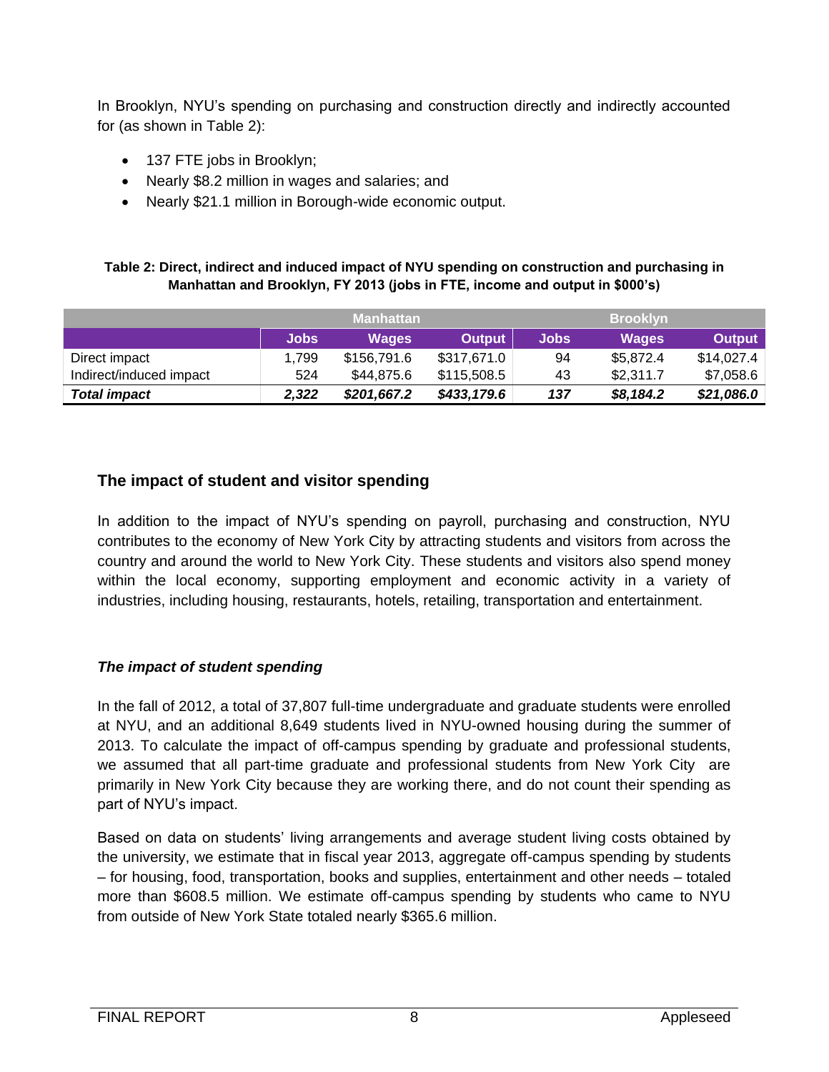In Brooklyn, NYU's spending on purchasing and construction directly and indirectly accounted for (as shown in Table 2):

- 137 FTE jobs in Brooklyn;
- Nearly $8.2 million in wages and salaries; and
- Nearly $21.1 million in Borough-wide economic output.

**Table 2: Direct, indirect and induced impact of NYU spending on construction and purchasing in Manhattan and Brooklyn, FY 2013 (jobs in FTE, income and output in $000's)**

| | Manhattan | | | Brooklyn | | |
|---|---|---|---|---|---|---|
| | Jobs | Wages | Output | Jobs | Wages | Output |
| Direct impact | 1,799 | $156,791.6 | $317,671.0 | 94 | $5,872.4 | $14,027.4 |
| Indirect/induced impact | 524 | $44,875.6 | $115,508.5 | 43 | $2,311.7 | $7,058.6 |
| ***Total impact*** | ***2,322*** | ***$201,667.2*** | ***$433,179.6*** | ***137*** | ***$8,184.2*** | ***$21,086.0*** |

## The impact of student and visitor spending

In addition to the impact of NYU's spending on payroll, purchasing and construction, NYU contributes to the economy of New York City by attracting students and visitors from across the country and around the world to New York City. These students and visitors also spend money within the local economy, supporting employment and economic activity in a variety of industries, including housing, restaurants, hotels, retailing, transportation and entertainment.

### *The impact of student spending*

In the fall of 2012, a total of 37,807 full-time undergraduate and graduate students were enrolled at NYU, and an additional 8,649 students lived in NYU-owned housing during the summer of 2013. To calculate the impact of off-campus spending by graduate and professional students, we assumed that all part-time graduate and professional students from New York City are primarily in New York City because they are working there, and do not count their spending as part of NYU's impact.

Based on data on students' living arrangements and average student living costs obtained by the university, we estimate that in fiscal year 2013, aggregate off-campus spending by students – for housing, food, transportation, books and supplies, entertainment and other needs – totaled more than $608.5 million. We estimate off-campus spending by students who came to NYU from outside of New York State totaled nearly $365.6 million.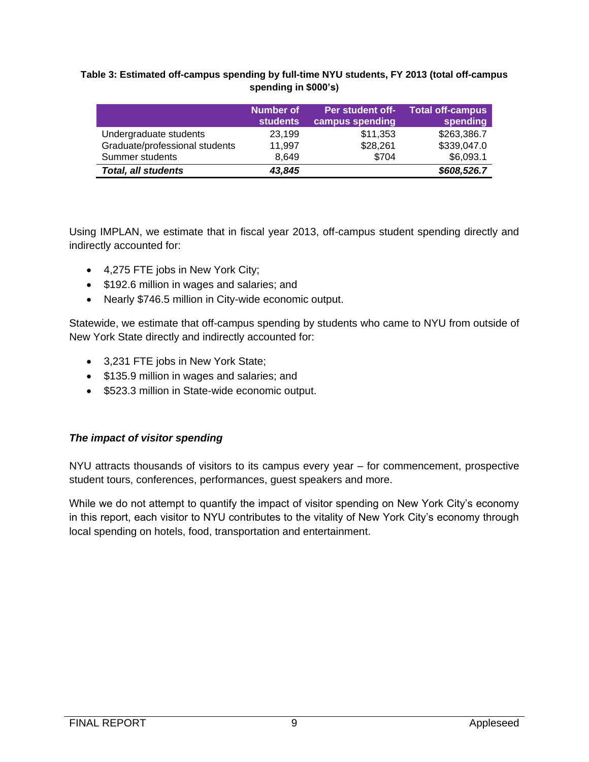**Table 3: Estimated off-campus spending by full-time NYU students, FY 2013 (total off-campus spending in $000's)**

| | Number of students | Per student off-campus spending | Total off-campus spending |
|---|---|---|---|
| Undergraduate students | 23,199 | $11,353 | $263,386.7 |
| Graduate/professional students | 11,997 | $28,261 | $339,047.0 |
| Summer students | 8,649 | $704 | $6,093.1 |
| ***Total, all students*** | ***43,845*** | | ***$608,526.7*** |

Using IMPLAN, we estimate that in fiscal year 2013, off-campus student spending directly and indirectly accounted for:

- 4,275 FTE jobs in New York City;
- $192.6 million in wages and salaries; and
- Nearly $746.5 million in City-wide economic output.

Statewide, we estimate that off-campus spending by students who came to NYU from outside of New York State directly and indirectly accounted for:

- 3,231 FTE jobs in New York State;
- $135.9 million in wages and salaries; and
- $523.3 million in State-wide economic output.

### *The impact of visitor spending*

NYU attracts thousands of visitors to its campus every year – for commencement, prospective student tours, conferences, performances, guest speakers and more.

While we do not attempt to quantify the impact of visitor spending on New York City's economy in this report, each visitor to NYU contributes to the vitality of New York City's economy through local spending on hotels, food, transportation and entertainment.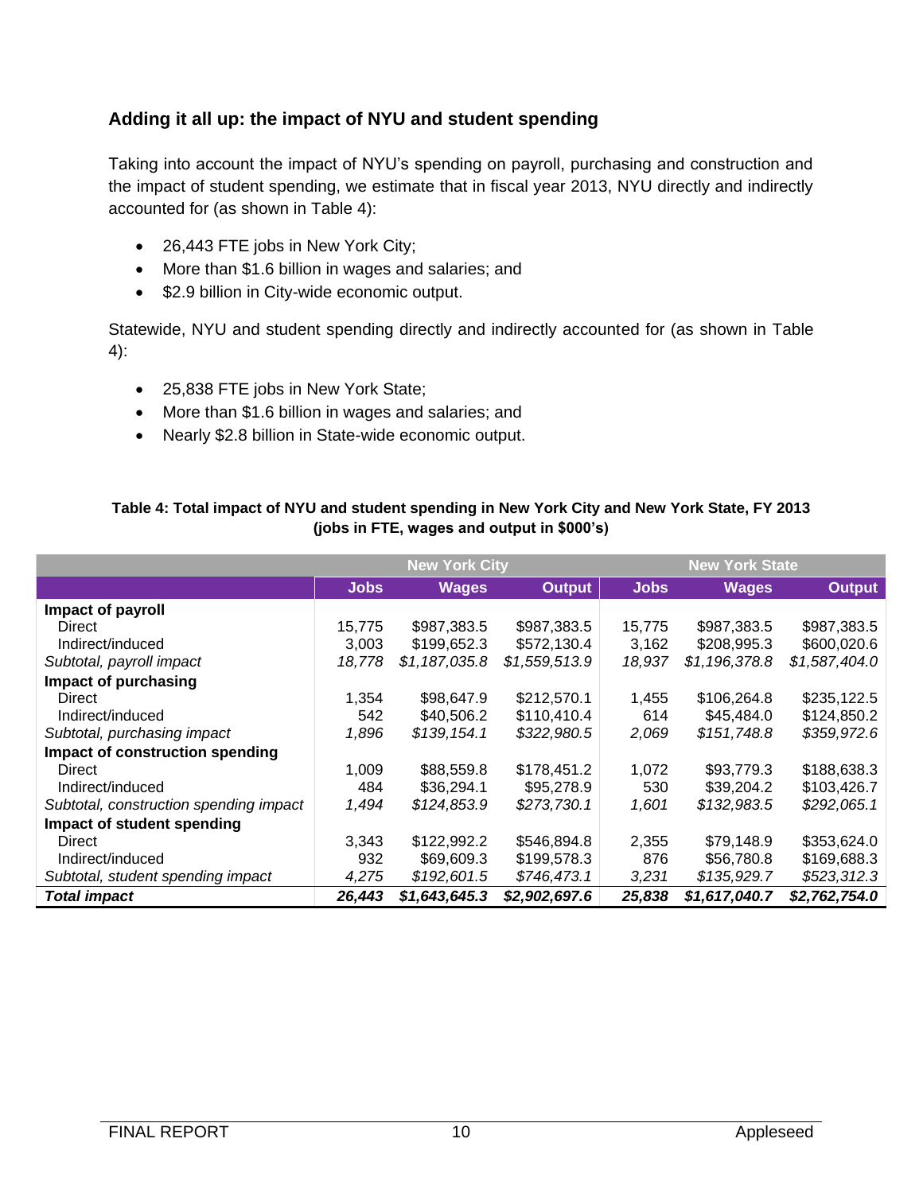### Adding it all up: the impact of NYU and student spending

Taking into account the impact of NYU's spending on payroll, purchasing and construction and the impact of student spending, we estimate that in fiscal year 2013, NYU directly and indirectly accounted for (as shown in Table 4):

- 26,443 FTE jobs in New York City;
- More than $1.6 billion in wages and salaries; and
- $2.9 billion in City-wide economic output.

Statewide, NYU and student spending directly and indirectly accounted for (as shown in Table 4):

- 25,838 FTE jobs in New York State;
- More than $1.6 billion in wages and salaries; and
- Nearly $2.8 billion in State-wide economic output.

**Table 4: Total impact of NYU and student spending in New York City and New York State, FY 2013 (jobs in FTE, wages and output in $000's)**

| | New York City | | | New York State | | |
|---|---|---|---|---|---|---|
| | **Jobs** | **Wages** | **Output** | **Jobs** | **Wages** | **Output** |
| **Impact of payroll** | | | | | | |
| Direct | 15,775 | $987,383.5 | $987,383.5 | 15,775 | $987,383.5 | $987,383.5 |
| Indirect/induced | 3,003 | $199,652.3 | $572,130.4 | 3,162 | $208,995.3 | $600,020.6 |
| *Subtotal, payroll impact* | *18,778* | *$1,187,035.8* | *$1,559,513.9* | *18,937* | *$1,196,378.8* | *$1,587,404.0* |
| **Impact of purchasing** | | | | | | |
| Direct | 1,354 | $98,647.9 | $212,570.1 | 1,455 | $106,264.8 | $235,122.5 |
| Indirect/induced | 542 | $40,506.2 | $110,410.4 | 614 | $45,484.0 | $124,850.2 |
| *Subtotal, purchasing impact* | *1,896* | *$139,154.1* | *$322,980.5* | *2,069* | *$151,748.8* | *$359,972.6* |
| **Impact of construction spending** | | | | | | |
| Direct | 1,009 | $88,559.8 | $178,451.2 | 1,072 | $93,779.3 | $188,638.3 |
| Indirect/induced | 484 | $36,294.1 | $95,278.9 | 530 | $39,204.2 | $103,426.7 |
| *Subtotal, construction spending impact* | *1,494* | *$124,853.9* | *$273,730.1* | *1,601* | *$132,983.5* | *$292,065.1* |
| **Impact of student spending** | | | | | | |
| Direct | 3,343 | $122,992.2 | $546,894.8 | 2,355 | $79,148.9 | $353,624.0 |
| Indirect/induced | 932 | $69,609.3 | $199,578.3 | 876 | $56,780.8 | $169,688.3 |
| *Subtotal, student spending impact* | *4,275* | *$192,601.5* | *$746,473.1* | *3,231* | *$135,929.7* | *$523,312.3* |
| ***Total impact*** | ***26,443*** | ***$1,643,645.3*** | ***$2,902,697.6*** | ***25,838*** | ***$1,617,040.7*** | ***$2,762,754.0*** |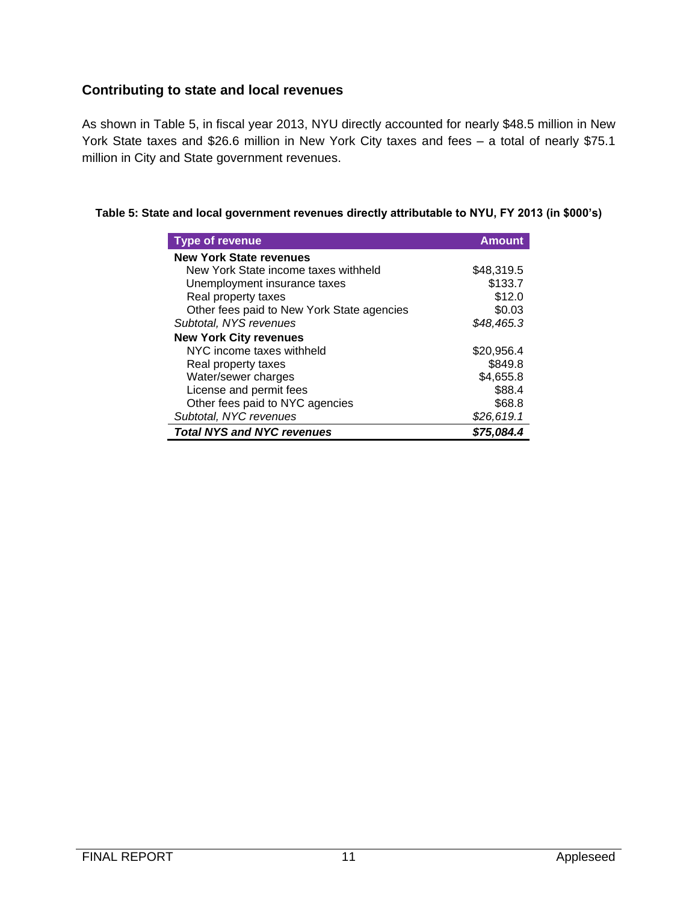## Contributing to state and local revenues

As shown in Table 5, in fiscal year 2013, NYU directly accounted for nearly $48.5 million in New York State taxes and $26.6 million in New York City taxes and fees – a total of nearly $75.1 million in City and State government revenues.

**Table 5: State and local government revenues directly attributable to NYU, FY 2013 (in $000's)**

| Type of revenue | Amount |
|---|---|
| **New York State revenues** | |
| New York State income taxes withheld | $48,319.5 |
| Unemployment insurance taxes | $133.7 |
| Real property taxes | $12.0 |
| Other fees paid to New York State agencies | $0.03 |
| *Subtotal, NYS revenues* | *$48,465.3* |
| **New York City revenues** | |
| NYC income taxes withheld | $20,956.4 |
| Real property taxes | $849.8 |
| Water/sewer charges | $4,655.8 |
| License and permit fees | $88.4 |
| Other fees paid to NYC agencies | $68.8 |
| *Subtotal, NYC revenues* | *$26,619.1* |
| ***Total NYS and NYC revenues*** | ***$75,084.4*** |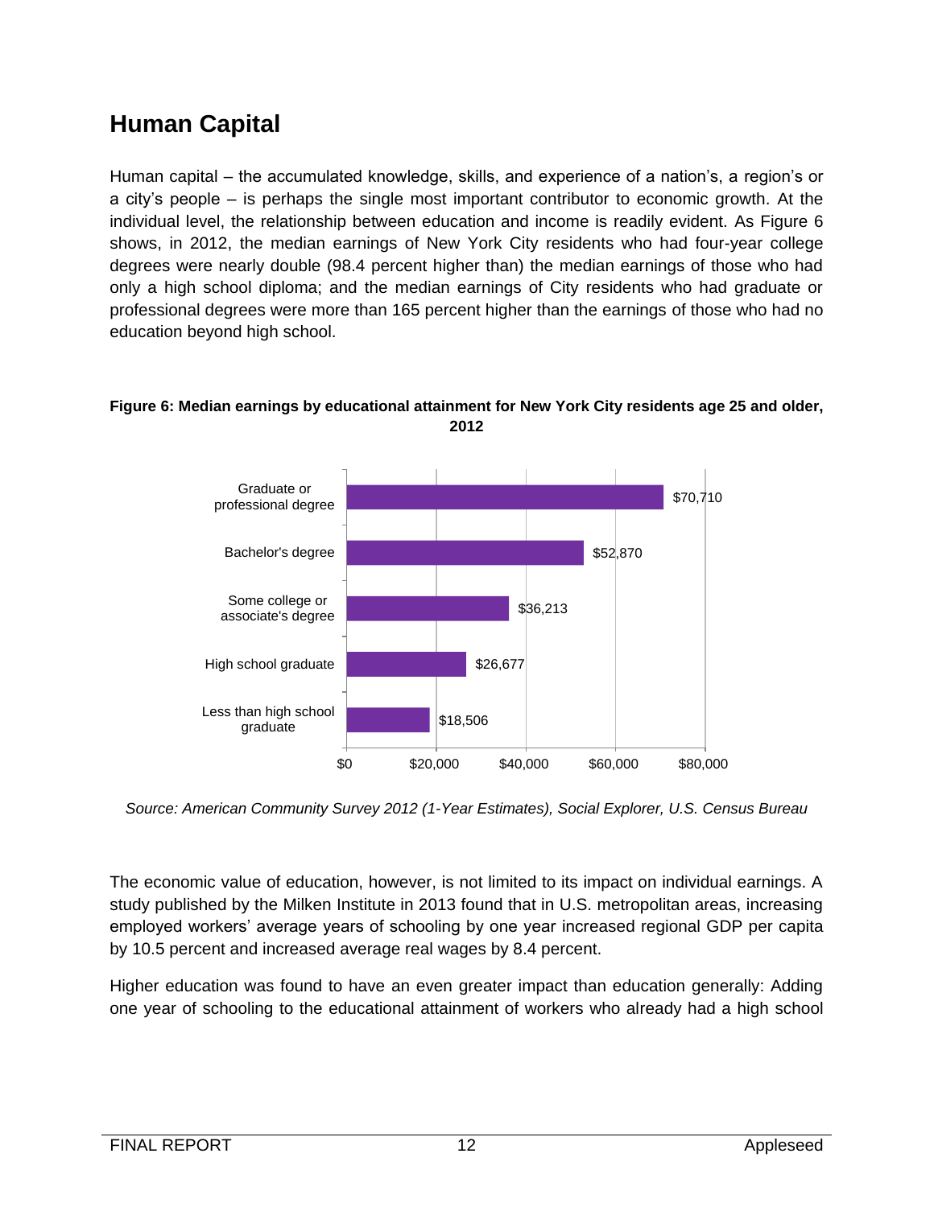# Human Capital

Human capital – the accumulated knowledge, skills, and experience of a nation's, a region's or a city's people – is perhaps the single most important contributor to economic growth. At the individual level, the relationship between education and income is readily evident. As Figure 6 shows, in 2012, the median earnings of New York City residents who had four-year college degrees were nearly double (98.4 percent higher than) the median earnings of those who had only a high school diploma; and the median earnings of City residents who had graduate or professional degrees were more than 165 percent higher than the earnings of those who had no education beyond high school.

**Figure 6: Median earnings by educational attainment for New York City residents age 25 and older, 2012**

| Educational attainment | Median earnings |
|---|---|
| Graduate or professional degree | $70,710 |
| Bachelor's degree | $52,870 |
| Some college or associate's degree | $36,213 |
| High school graduate | $26,677 |
| Less than high school graduate | $18,506 |

*Source: American Community Survey 2012 (1-Year Estimates), Social Explorer, U.S. Census Bureau*

The economic value of education, however, is not limited to its impact on individual earnings. A study published by the Milken Institute in 2013 found that in U.S. metropolitan areas, increasing employed workers' average years of schooling by one year increased regional GDP per capita by 10.5 percent and increased average real wages by 8.4 percent.

Higher education was found to have an even greater impact than education generally: Adding one year of schooling to the educational attainment of workers who already had a high school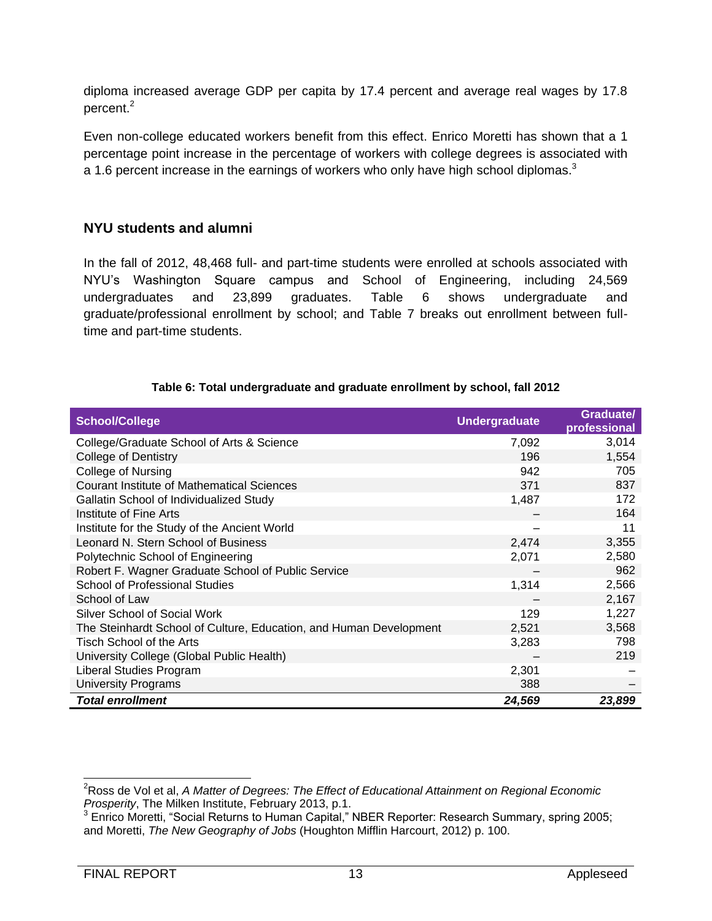diploma increased average GDP per capita by 17.4 percent and average real wages by 17.8 percent.[2]

Even non-college educated workers benefit from this effect. Enrico Moretti has shown that a 1 percentage point increase in the percentage of workers with college degrees is associated with a 1.6 percent increase in the earnings of workers who only have high school diplomas.[3]

## NYU students and alumni

In the fall of 2012, 48,468 full- and part-time students were enrolled at schools associated with NYU's Washington Square campus and School of Engineering, including 24,569 undergraduates and 23,899 graduates. Table 6 shows undergraduate and graduate/professional enrollment by school; and Table 7 breaks out enrollment between full-time and part-time students.

**Table 6: Total undergraduate and graduate enrollment by school, fall 2012**

| School/College | Undergraduate | Graduate/ professional |
|---|---|---|
| College/Graduate School of Arts & Science | 7,092 | 3,014 |
| College of Dentistry | 196 | 1,554 |
| College of Nursing | 942 | 705 |
| Courant Institute of Mathematical Sciences | 371 | 837 |
| Gallatin School of Individualized Study | 1,487 | 172 |
| Institute of Fine Arts | – | 164 |
| Institute for the Study of the Ancient World | – | 11 |
| Leonard N. Stern School of Business | 2,474 | 3,355 |
| Polytechnic School of Engineering | 2,071 | 2,580 |
| Robert F. Wagner Graduate School of Public Service | – | 962 |
| School of Professional Studies | 1,314 | 2,566 |
| School of Law | – | 2,167 |
| Silver School of Social Work | 129 | 1,227 |
| The Steinhardt School of Culture, Education, and Human Development | 2,521 | 3,568 |
| Tisch School of the Arts | 3,283 | 798 |
| University College (Global Public Health) | – | 219 |
| Liberal Studies Program | 2,301 | – |
| University Programs | 388 | – |
| ***Total enrollment*** | ***24,569*** | ***23,899*** |

[2] Ross de Vol et al, *A Matter of Degrees: The Effect of Educational Attainment on Regional Economic Prosperity*, The Milken Institute, February 2013, p.1.

[3] Enrico Moretti, "Social Returns to Human Capital," NBER Reporter: Research Summary, spring 2005; and Moretti, *The New Geography of Jobs* (Houghton Mifflin Harcourt, 2012) p. 100.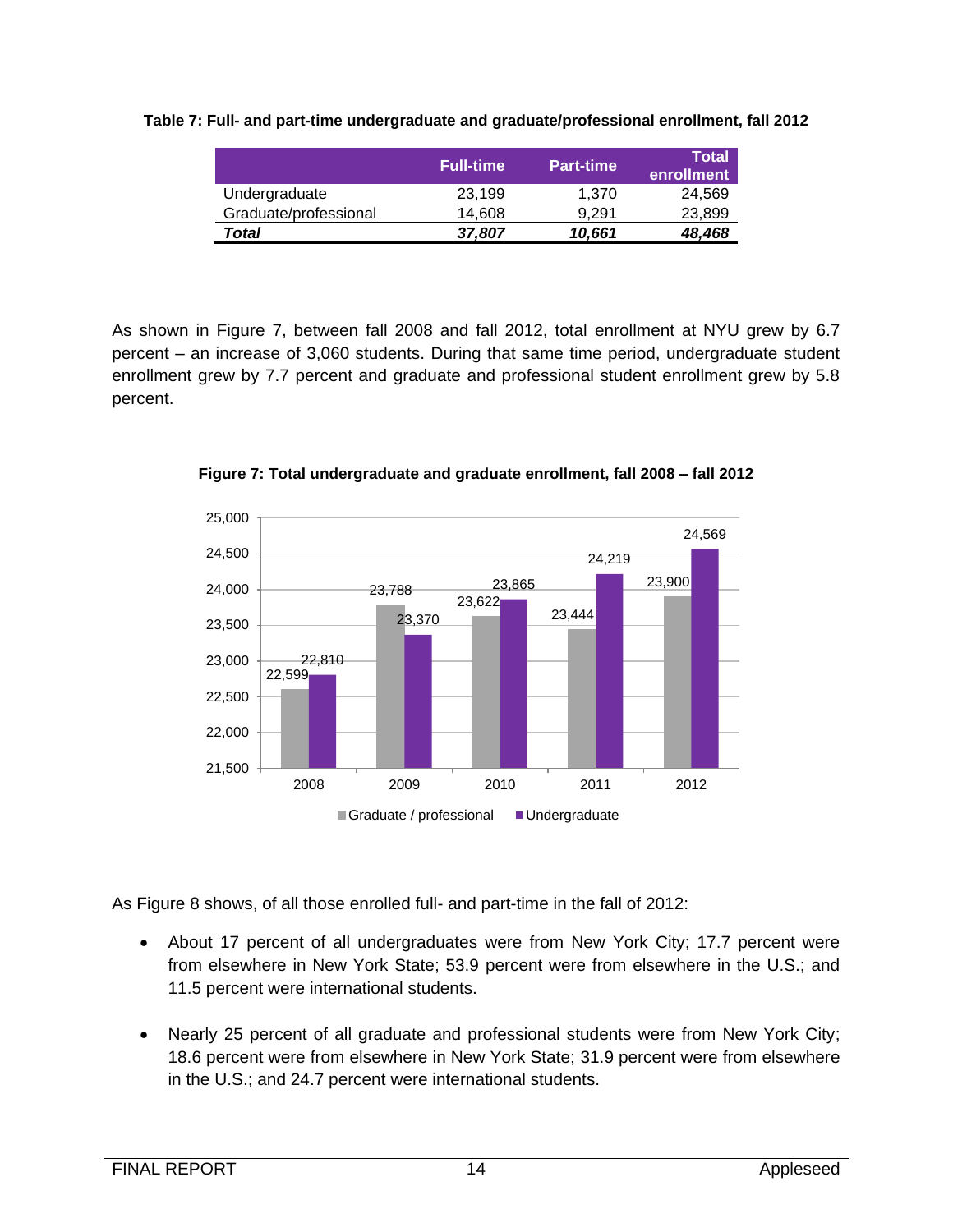**Table 7: Full- and part-time undergraduate and graduate/professional enrollment, fall 2012**

| | Full-time | Part-time | Total enrollment |
|---|---|---|---|
| Undergraduate | 23,199 | 1,370 | 24,569 |
| Graduate/professional | 14,608 | 9,291 | 23,899 |
| ***Total*** | ***37,807*** | ***10,661*** | ***48,468*** |

As shown in Figure 7, between fall 2008 and fall 2012, total enrollment at NYU grew by 6.7 percent – an increase of 3,060 students. During that same time period, undergraduate student enrollment grew by 7.7 percent and graduate and professional student enrollment grew by 5.8 percent.

**Figure 7: Total undergraduate and graduate enrollment, fall 2008 – fall 2012**

| Year | Graduate / professional | Undergraduate |
|---|---|---|
| 2008 | 22,599 | 22,810 |
| 2009 | 23,788 | 23,370 |
| 2010 | 23,622 | 23,865 |
| 2011 | 23,444 | 24,219 |
| 2012 | 23,900 | 24,569 |

As Figure 8 shows, of all those enrolled full- and part-time in the fall of 2012:

- About 17 percent of all undergraduates were from New York City; 17.7 percent were from elsewhere in New York State; 53.9 percent were from elsewhere in the U.S.; and 11.5 percent were international students.
- Nearly 25 percent of all graduate and professional students were from New York City; 18.6 percent were from elsewhere in New York State; 31.9 percent were from elsewhere in the U.S.; and 24.7 percent were international students.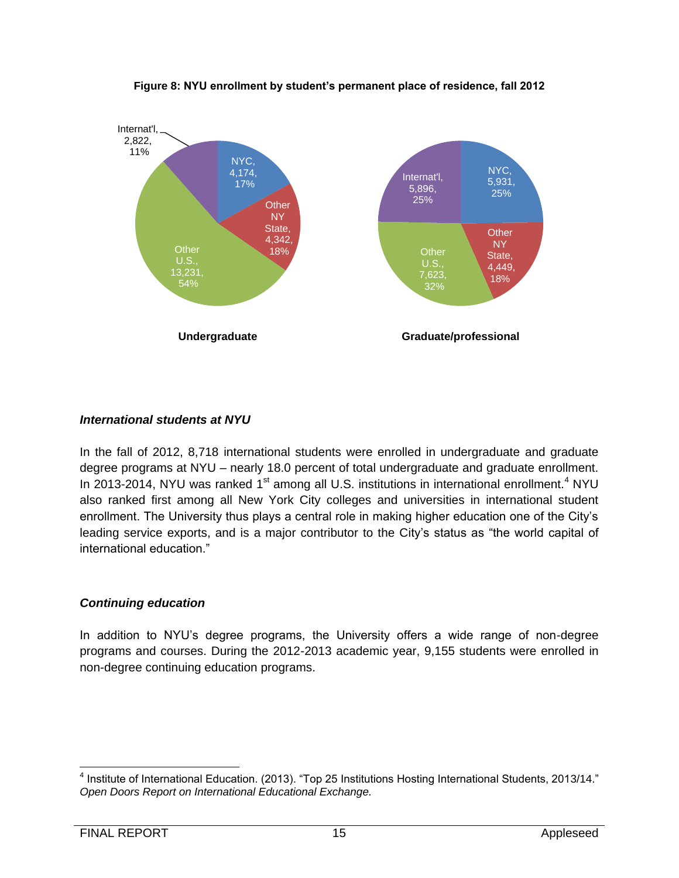**Figure 8: NYU enrollment by student's permanent place of residence, fall 2012**

| Residence | Undergraduate | Graduate/professional |
| --- | --- | --- |
| NYC | 4,174, 17% | 5,931, 25% |
| Other NY State | 4,342, 18% | 4,449, 18% |
| Other U.S. | 13,231, 54% | 7,623, 32% |
| Internat'l | 2,822, 11% | 5,896, 25% |

### *International students at NYU*

In the fall of 2012, 8,718 international students were enrolled in undergraduate and graduate degree programs at NYU – nearly 18.0 percent of total undergraduate and graduate enrollment. In 2013-2014, NYU was ranked 1st among all U.S. institutions in international enrollment.[4] NYU also ranked first among all New York City colleges and universities in international student enrollment. The University thus plays a central role in making higher education one of the City's leading service exports, and is a major contributor to the City's status as "the world capital of international education."

### *Continuing education*

In addition to NYU's degree programs, the University offers a wide range of non-degree programs and courses. During the 2012-2013 academic year, 9,155 students were enrolled in non-degree continuing education programs.

---

[4] Institute of International Education. (2013). "Top 25 Institutions Hosting International Students, 2013/14." *Open Doors Report on International Educational Exchange.*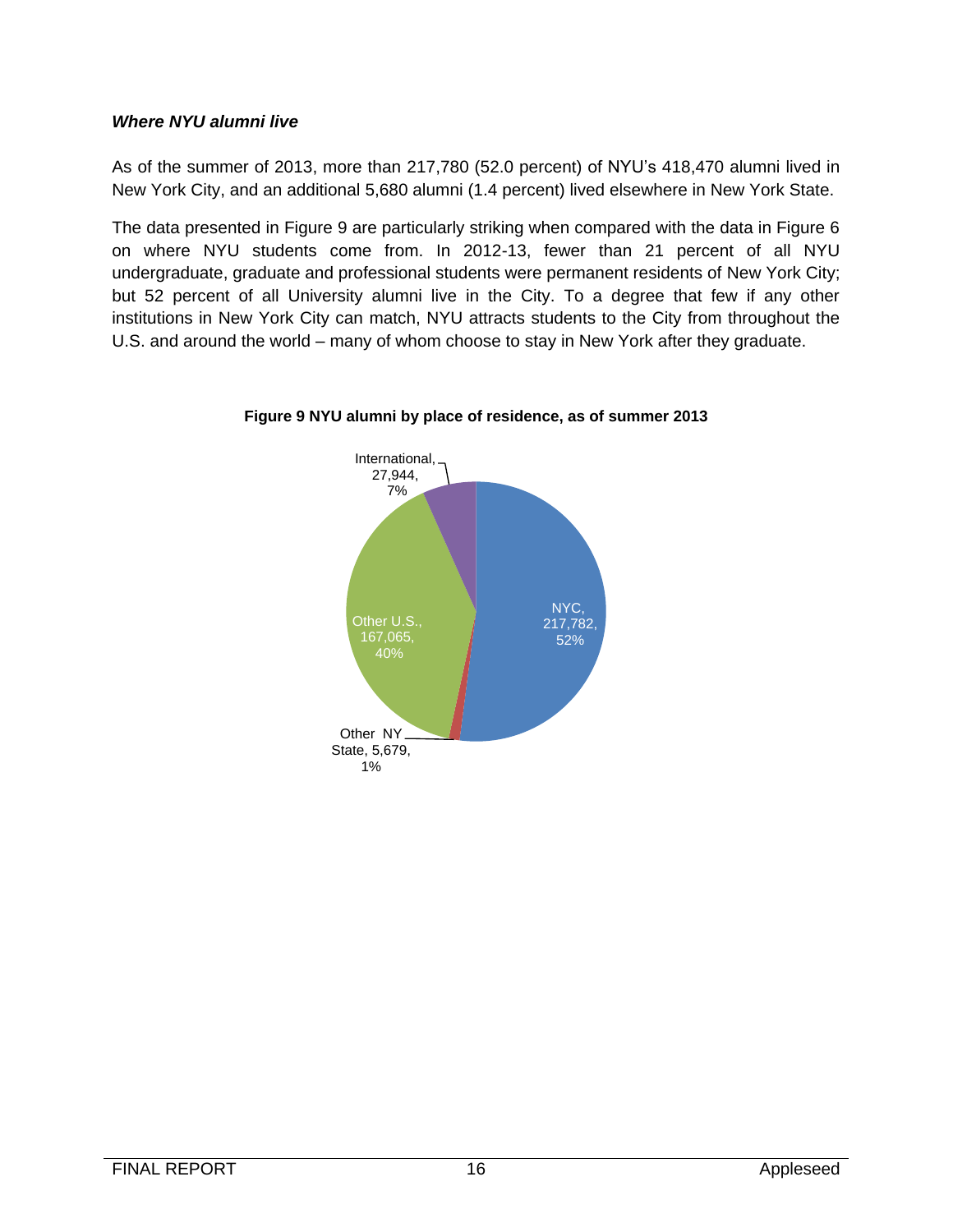### *Where NYU alumni live*

As of the summer of 2013, more than 217,780 (52.0 percent) of NYU's 418,470 alumni lived in New York City, and an additional 5,680 alumni (1.4 percent) lived elsewhere in New York State.

The data presented in Figure 9 are particularly striking when compared with the data in Figure 6 on where NYU students come from. In 2012-13, fewer than 21 percent of all NYU undergraduate, graduate and professional students were permanent residents of New York City; but 52 percent of all University alumni live in the City. To a degree that few if any other institutions in New York City can match, NYU attracts students to the City from throughout the U.S. and around the world – many of whom choose to stay in New York after they graduate.

**Figure 9 NYU alumni by place of residence, as of summer 2013**

| Place of residence | Alumni | Percent |
|---|---|---|
| NYC | 217,782 | 52% |
| Other NY State | 5,679 | 1% |
| Other U.S. | 167,065 | 40% |
| International | 27,944 | 7% |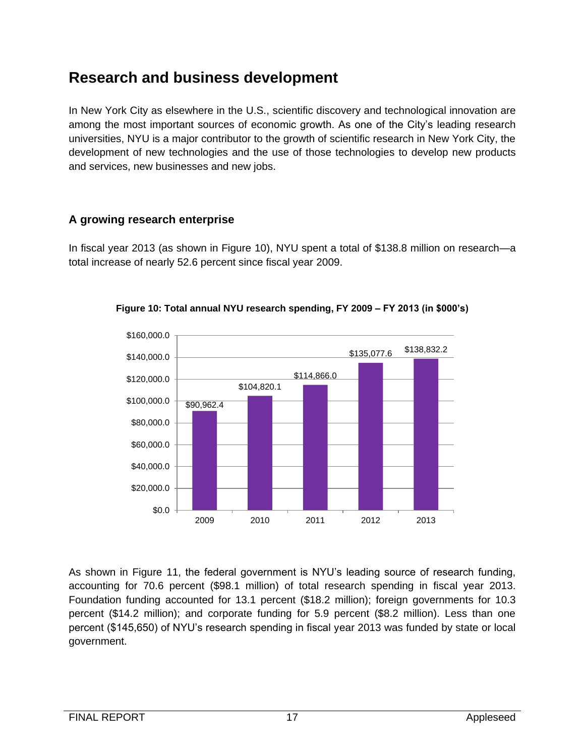# Research and business development

In New York City as elsewhere in the U.S., scientific discovery and technological innovation are among the most important sources of economic growth. As one of the City's leading research universities, NYU is a major contributor to the growth of scientific research in New York City, the development of new technologies and the use of those technologies to develop new products and services, new businesses and new jobs.

## A growing research enterprise

In fiscal year 2013 (as shown in Figure 10), NYU spent a total of $138.8 million on research—a total increase of nearly 52.6 percent since fiscal year 2009.

**Figure 10: Total annual NYU research spending, FY 2009 – FY 2013 (in $000's)**

| Year | Research spending |
|---|---|
| 2009 | $90,962.4 |
| 2010 | $104,820.1 |
| 2011 | $114,866.0 |
| 2012 | $135,077.6 |
| 2013 | $138,832.2 |

As shown in Figure 11, the federal government is NYU's leading source of research funding, accounting for 70.6 percent ($98.1 million) of total research spending in fiscal year 2013. Foundation funding accounted for 13.1 percent ($18.2 million); foreign governments for 10.3 percent ($14.2 million); and corporate funding for 5.9 percent ($8.2 million). Less than one percent ($145,650) of NYU's research spending in fiscal year 2013 was funded by state or local government.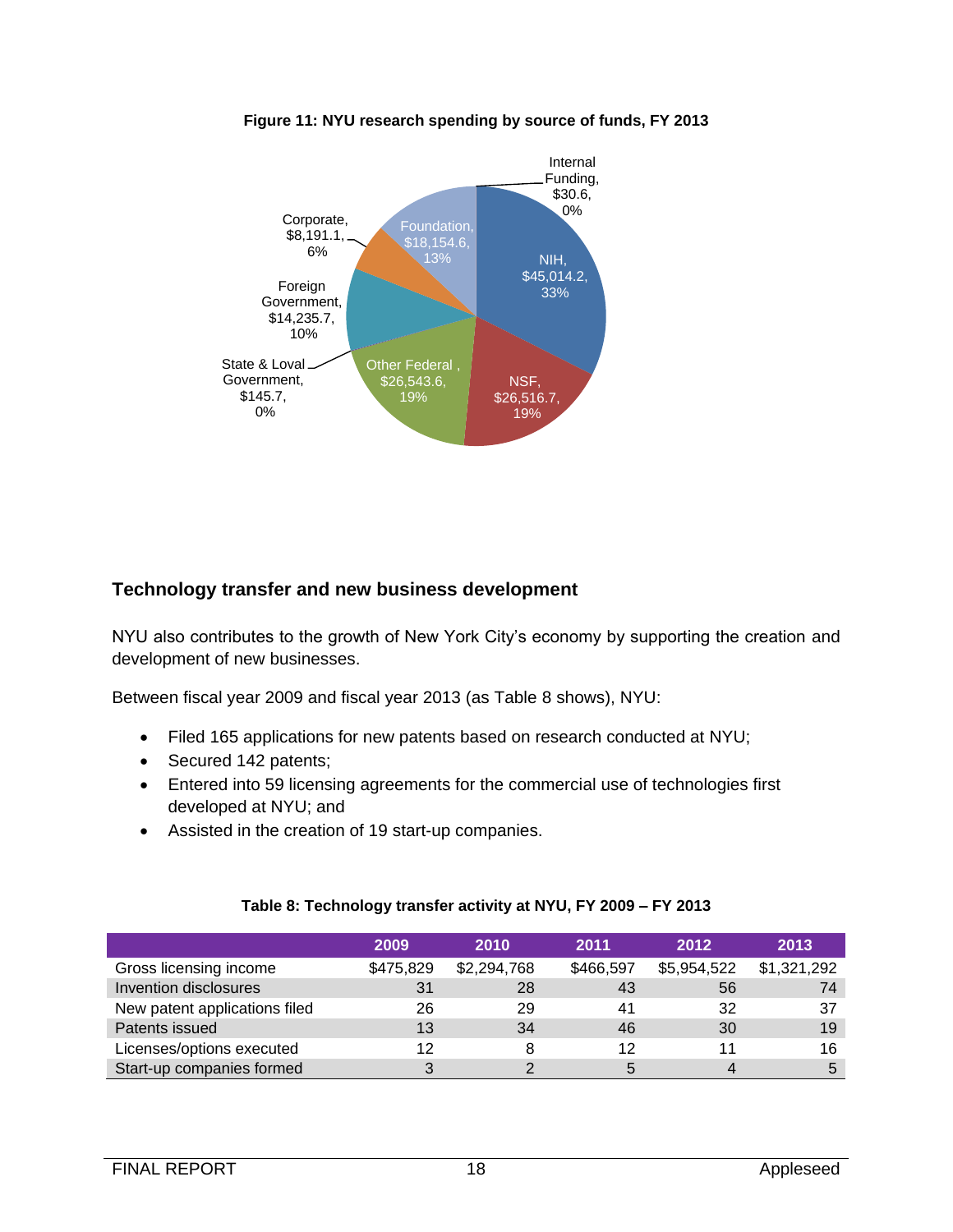**Figure 11: NYU research spending by source of funds, FY 2013**

## Technology transfer and new business development

NYU also contributes to the growth of New York City's economy by supporting the creation and development of new businesses.

Between fiscal year 2009 and fiscal year 2013 (as Table 8 shows), NYU:

- Filed 165 applications for new patents based on research conducted at NYU;
- Secured 142 patents;
- Entered into 59 licensing agreements for the commercial use of technologies first developed at NYU; and
- Assisted in the creation of 19 start-up companies.

**Table 8: Technology transfer activity at NYU, FY 2009 – FY 2013**

| | 2009 | 2010 | 2011 | 2012 | 2013 |
|---|---|---|---|---|---|
| Gross licensing income | $475,829 | $2,294,768 | $466,597 | $5,954,522 | $1,321,292 |
| Invention disclosures | 31 | 28 | 43 | 56 | 74 |
| New patent applications filed | 26 | 29 | 41 | 32 | 37 |
| Patents issued | 13 | 34 | 46 | 30 | 19 |
| Licenses/options executed | 12 | 8 | 12 | 11 | 16 |
| Start-up companies formed | 3 | 2 | 5 | 4 | 5 |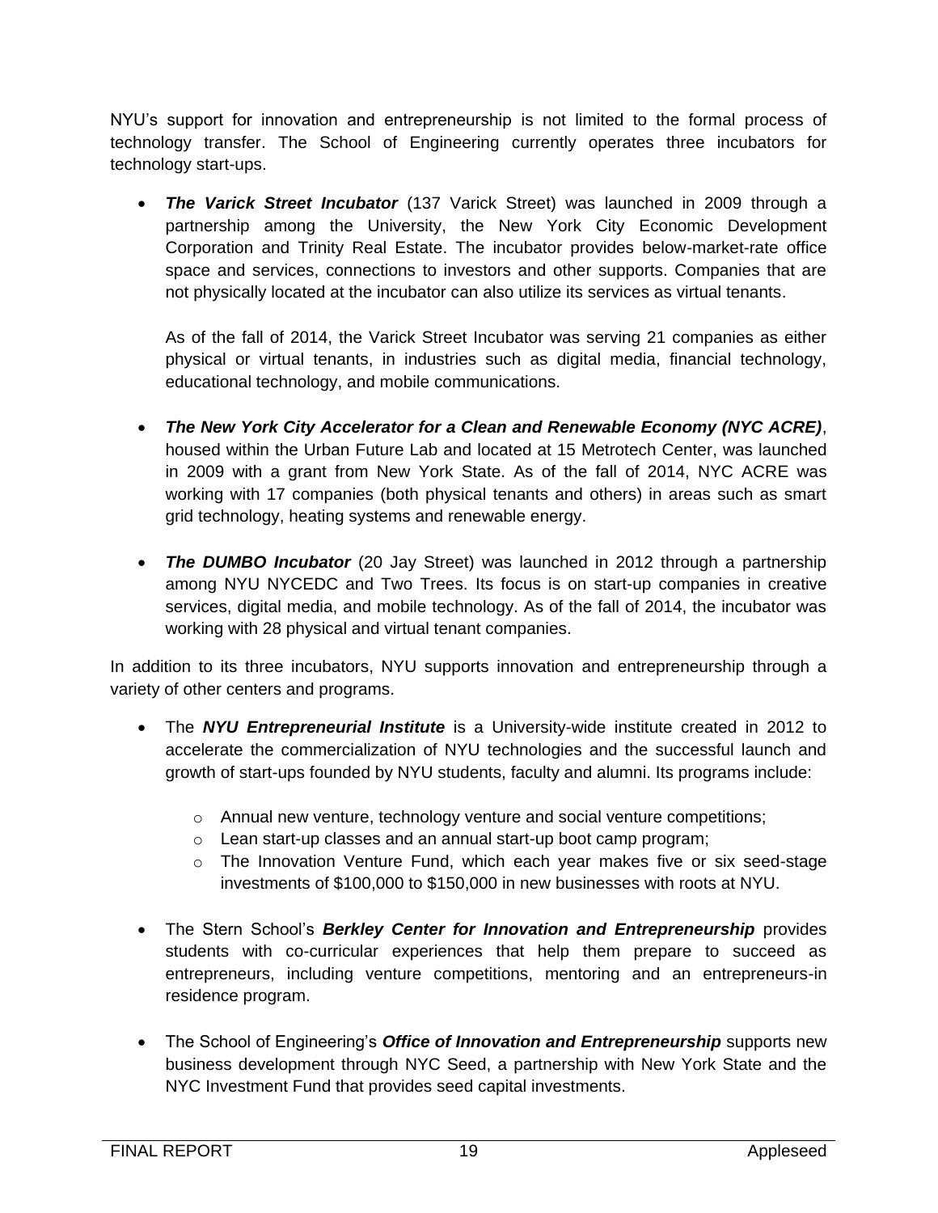NYU's support for innovation and entrepreneurship is not limited to the formal process of technology transfer. The School of Engineering currently operates three incubators for technology start-ups.

- ***The Varick Street Incubator*** (137 Varick Street) was launched in 2009 through a partnership among the University, the New York City Economic Development Corporation and Trinity Real Estate. The incubator provides below-market-rate office space and services, connections to investors and other supports. Companies that are not physically located at the incubator can also utilize its services as virtual tenants.

  As of the fall of 2014, the Varick Street Incubator was serving 21 companies as either physical or virtual tenants, in industries such as digital media, financial technology, educational technology, and mobile communications.

- ***The New York City Accelerator for a Clean and Renewable Economy (NYC ACRE)***, housed within the Urban Future Lab and located at 15 Metrotech Center, was launched in 2009 with a grant from New York State. As of the fall of 2014, NYC ACRE was working with 17 companies (both physical tenants and others) in areas such as smart grid technology, heating systems and renewable energy.

- ***The DUMBO Incubator*** (20 Jay Street) was launched in 2012 through a partnership among NYU NYCEDC and Two Trees. Its focus is on start-up companies in creative services, digital media, and mobile technology. As of the fall of 2014, the incubator was working with 28 physical and virtual tenant companies.

In addition to its three incubators, NYU supports innovation and entrepreneurship through a variety of other centers and programs.

- The ***NYU Entrepreneurial Institute*** is a University-wide institute created in 2012 to accelerate the commercialization of NYU technologies and the successful launch and growth of start-ups founded by NYU students, faculty and alumni. Its programs include:
  - Annual new venture, technology venture and social venture competitions;
  - Lean start-up classes and an annual start-up boot camp program;
  - The Innovation Venture Fund, which each year makes five or six seed-stage investments of $100,000 to $150,000 in new businesses with roots at NYU.

- The Stern School's ***Berkley Center for Innovation and Entrepreneurship*** provides students with co-curricular experiences that help them prepare to succeed as entrepreneurs, including venture competitions, mentoring and an entrepreneurs-in residence program.

- The School of Engineering's ***Office of Innovation and Entrepreneurship*** supports new business development through NYC Seed, a partnership with New York State and the NYC Investment Fund that provides seed capital investments.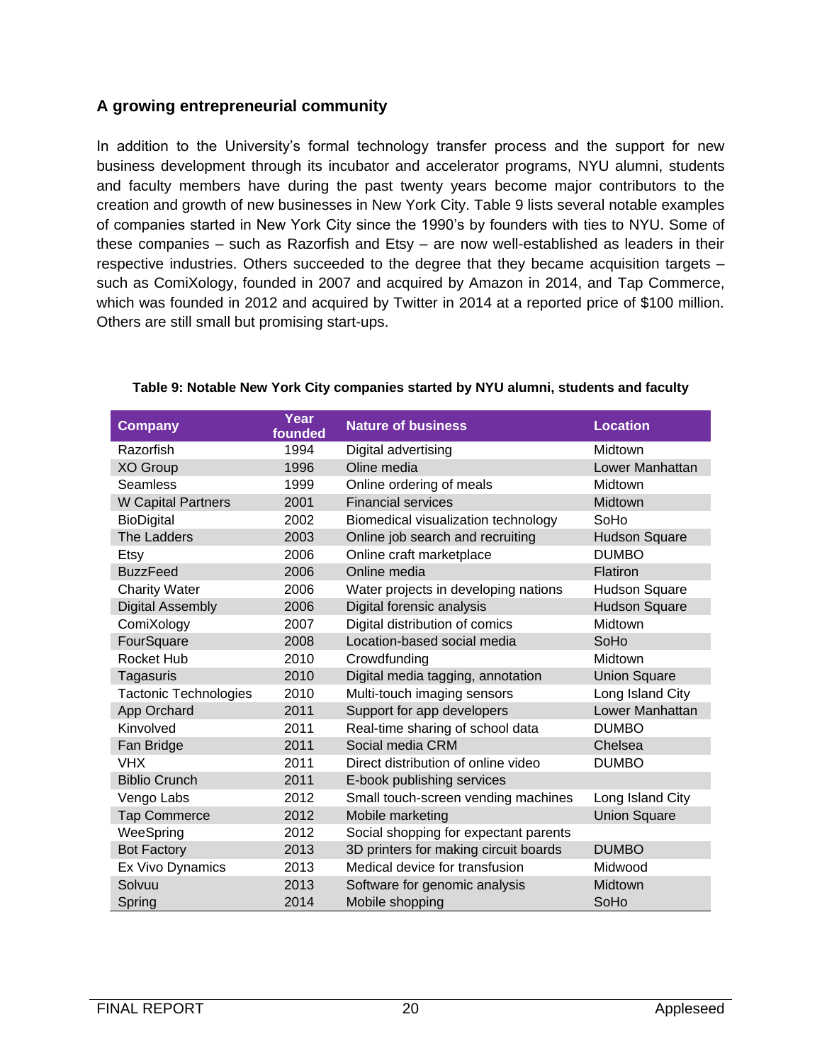## A growing entrepreneurial community

In addition to the University's formal technology transfer process and the support for new business development through its incubator and accelerator programs, NYU alumni, students and faculty members have during the past twenty years become major contributors to the creation and growth of new businesses in New York City. Table 9 lists several notable examples of companies started in New York City since the 1990's by founders with ties to NYU. Some of these companies – such as Razorfish and Etsy – are now well-established as leaders in their respective industries. Others succeeded to the degree that they became acquisition targets – such as ComiXology, founded in 2007 and acquired by Amazon in 2014, and Tap Commerce, which was founded in 2012 and acquired by Twitter in 2014 at a reported price of $100 million. Others are still small but promising start-ups.

**Table 9: Notable New York City companies started by NYU alumni, students and faculty**

| Company | Year founded | Nature of business | Location |
|---|---|---|---|
| Razorfish | 1994 | Digital advertising | Midtown |
| XO Group | 1996 | Oline media | Lower Manhattan |
| Seamless | 1999 | Online ordering of meals | Midtown |
| W Capital Partners | 2001 | Financial services | Midtown |
| BioDigital | 2002 | Biomedical visualization technology | SoHo |
| The Ladders | 2003 | Online job search and recruiting | Hudson Square |
| Etsy | 2006 | Online craft marketplace | DUMBO |
| BuzzFeed | 2006 | Online media | Flatiron |
| Charity Water | 2006 | Water projects in developing nations | Hudson Square |
| Digital Assembly | 2006 | Digital forensic analysis | Hudson Square |
| ComiXology | 2007 | Digital distribution of comics | Midtown |
| FourSquare | 2008 | Location-based social media | SoHo |
| Rocket Hub | 2010 | Crowdfunding | Midtown |
| Tagasuris | 2010 | Digital media tagging, annotation | Union Square |
| Tactonic Technologies | 2010 | Multi-touch imaging sensors | Long Island City |
| App Orchard | 2011 | Support for app developers | Lower Manhattan |
| Kinvolved | 2011 | Real-time sharing of school data | DUMBO |
| Fan Bridge | 2011 | Social media CRM | Chelsea |
| VHX | 2011 | Direct distribution of online video | DUMBO |
| Biblio Crunch | 2011 | E-book publishing services | |
| Vengo Labs | 2012 | Small touch-screen vending machines | Long Island City |
| Tap Commerce | 2012 | Mobile marketing | Union Square |
| WeeSpring | 2012 | Social shopping for expectant parents | |
| Bot Factory | 2013 | 3D printers for making circuit boards | DUMBO |
| Ex Vivo Dynamics | 2013 | Medical device for transfusion | Midwood |
| Solvuu | 2013 | Software for genomic analysis | Midtown |
| Spring | 2014 | Mobile shopping | SoHo |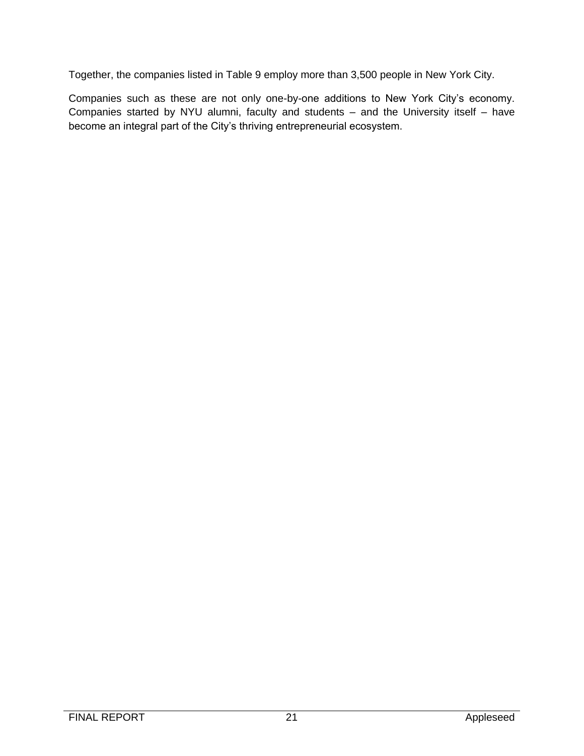Together, the companies listed in Table 9 employ more than 3,500 people in New York City.

Companies such as these are not only one-by-one additions to New York City's economy. Companies started by NYU alumni, faculty and students – and the University itself – have become an integral part of the City's thriving entrepreneurial ecosystem.